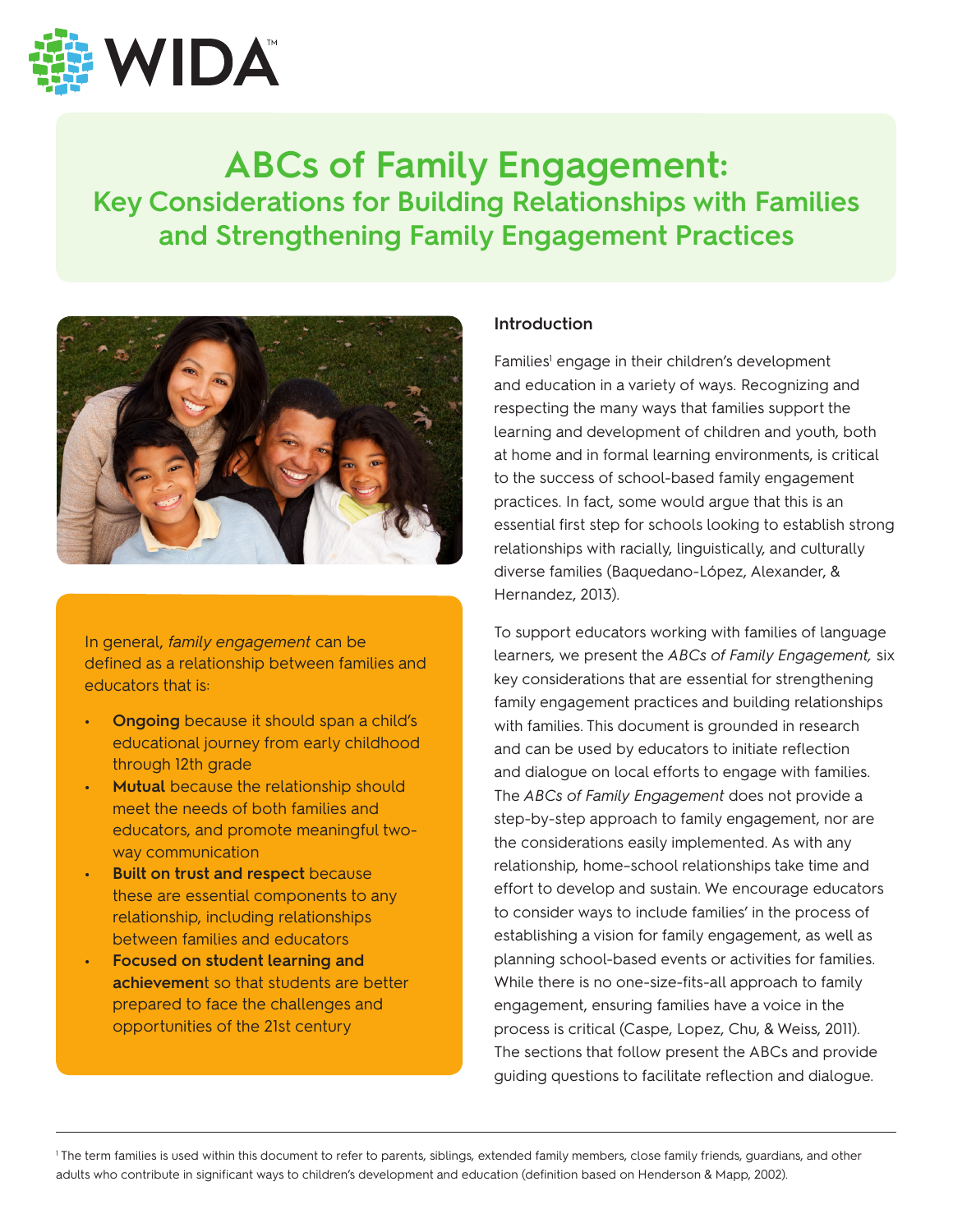# ABCs of Family Engagement:

## Key Considerations for Building Relationships with Families and Strengthening Family Engagement Practices

In general, *family engagement* can be defined as a relationship between families and educators that is:

- **Ongoing** because it should span a child's educational journey from early childhood through 12th grade
- **Mutual** because the relationship should meet the needs of both families and educators, and promote meaningful two-way communication
- **Built on trust and respect** because these are essential components to any relationship, including relationships between families and educators
- **Focused on student learning and achievement** so that students are better prepared to face the challenges and opportunities of the 21st century

### Introduction

Families[1] engage in their children's development and education in a variety of ways. Recognizing and respecting the many ways that families support the learning and development of children and youth, both at home and in formal learning environments, is critical to the success of school-based family engagement practices. In fact, some would argue that this is an essential first step for schools looking to establish strong relationships with racially, linguistically, and culturally diverse families (Baquedano-López, Alexander, & Hernandez, 2013).

To support educators working with families of language learners, we present the *ABCs of Family Engagement,* six key considerations that are essential for strengthening family engagement practices and building relationships with families. This document is grounded in research and can be used by educators to initiate reflection and dialogue on local efforts to engage with families. The *ABCs of Family Engagement* does not provide a step-by-step approach to family engagement, nor are the considerations easily implemented. As with any relationship, home-school relationships take time and effort to develop and sustain. We encourage educators to consider ways to include families' in the process of establishing a vision for family engagement, as well as planning school-based events or activities for families. While there is no one-size-fits-all approach to family engagement, ensuring families have a voice in the process is critical (Caspe, Lopez, Chu, & Weiss, 2011). The sections that follow present the ABCs and provide guiding questions to facilitate reflection and dialogue.

---

[1] The term families is used within this document to refer to parents, siblings, extended family members, close family friends, guardians, and other adults who contribute in significant ways to children's development and education (definition based on Henderson & Mapp, 2002).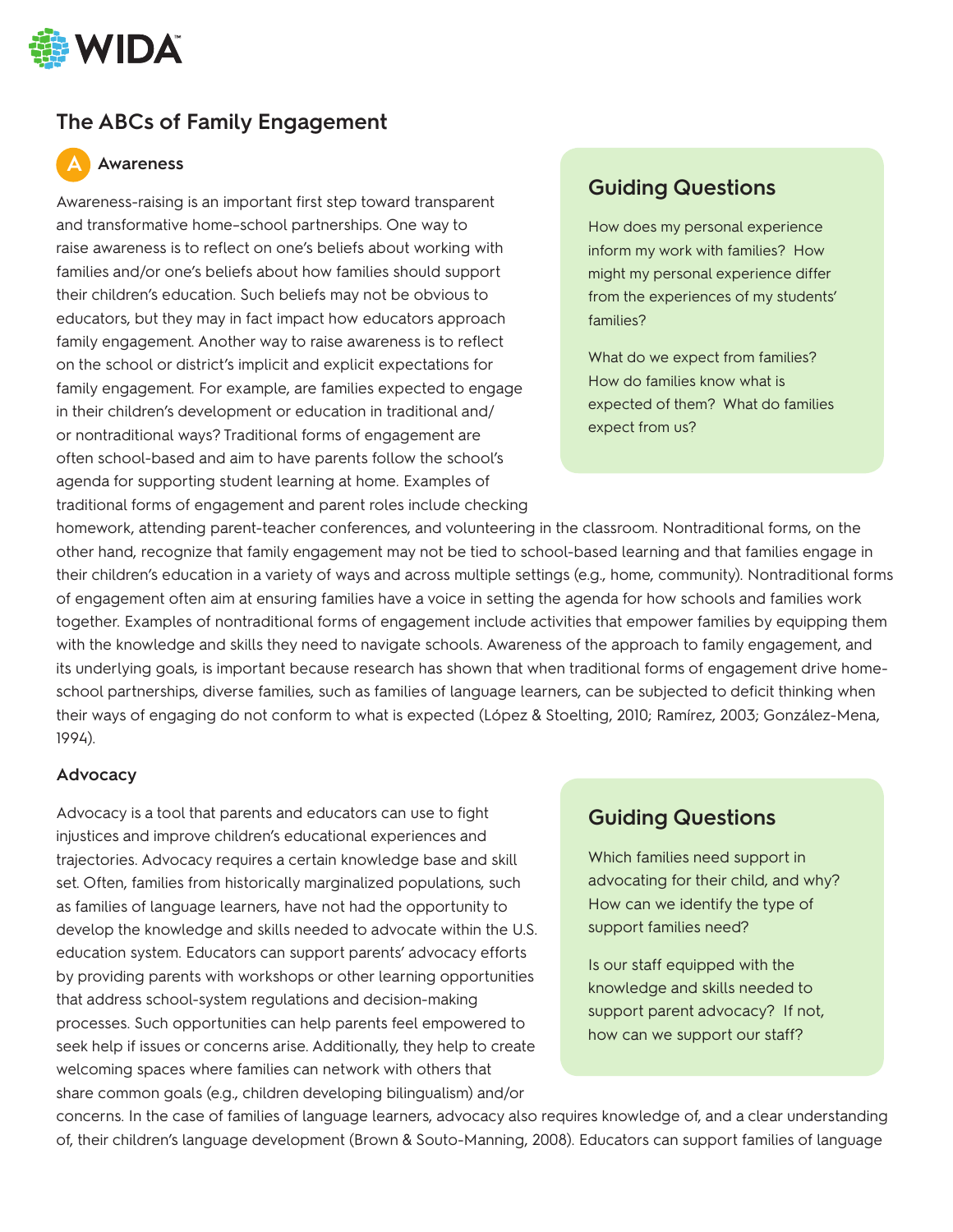## The ABCs of Family Engagement

### A Awareness

Awareness-raising is an important first step toward transparent and transformative home-school partnerships. One way to raise awareness is to reflect on one's beliefs about working with families and/or one's beliefs about how families should support their children's education. Such beliefs may not be obvious to educators, but they may in fact impact how educators approach family engagement. Another way to raise awareness is to reflect on the school or district's implicit and explicit expectations for family engagement. For example, are families expected to engage in their children's development or education in traditional and/or nontraditional ways? Traditional forms of engagement are often school-based and aim to have parents follow the school's agenda for supporting student learning at home. Examples of traditional forms of engagement and parent roles include checking homework, attending parent-teacher conferences, and volunteering in the classroom. Nontraditional forms, on the other hand, recognize that family engagement may not be tied to school-based learning and that families engage in their children's education in a variety of ways and across multiple settings (e.g., home, community). Nontraditional forms of engagement often aim at ensuring families have a voice in setting the agenda for how schools and families work together. Examples of nontraditional forms of engagement include activities that empower families by equipping them with the knowledge and skills they need to navigate schools. Awareness of the approach to family engagement, and its underlying goals, is important because research has shown that when traditional forms of engagement drive home-school partnerships, diverse families, such as families of language learners, can be subjected to deficit thinking when their ways of engaging do not conform to what is expected (López & Stoelting, 2010; Ramírez, 2003; González-Mena, 1994).

#### Guiding Questions

How does my personal experience inform my work with families? How might my personal experience differ from the experiences of my students' families?

What do we expect from families? How do families know what is expected of them? What do families expect from us?

### Advocacy

Advocacy is a tool that parents and educators can use to fight injustices and improve children's educational experiences and trajectories. Advocacy requires a certain knowledge base and skill set. Often, families from historically marginalized populations, such as families of language learners, have not had the opportunity to develop the knowledge and skills needed to advocate within the U.S. education system. Educators can support parents' advocacy efforts by providing parents with workshops or other learning opportunities that address school-system regulations and decision-making processes. Such opportunities can help parents feel empowered to seek help if issues or concerns arise. Additionally, they help to create welcoming spaces where families can network with others that share common goals (e.g., children developing bilingualism) and/or concerns. In the case of families of language learners, advocacy also requires knowledge of, and a clear understanding of, their children's language development (Brown & Souto-Manning, 2008). Educators can support families of language

#### Guiding Questions

Which families need support in advocating for their child, and why? How can we identify the type of support families need?

Is our staff equipped with the knowledge and skills needed to support parent advocacy? If not, how can we support our staff?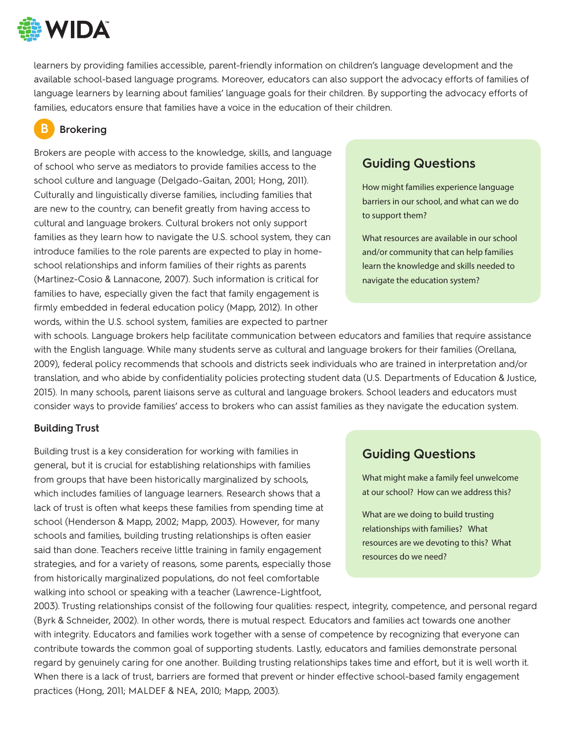learners by providing families accessible, parent-friendly information on children's language development and the available school-based language programs. Moreover, educators can also support the advocacy efforts of families of language learners by learning about families' language goals for their children. By supporting the advocacy efforts of families, educators ensure that families have a voice in the education of their children.

## B Brokering

Brokers are people with access to the knowledge, skills, and language of school who serve as mediators to provide families access to the school culture and language (Delgado-Gaitan, 2001; Hong, 2011). Culturally and linguistically diverse families, including families that are new to the country, can benefit greatly from having access to cultural and language brokers. Cultural brokers not only support families as they learn how to navigate the U.S. school system, they can introduce families to the role parents are expected to play in home-school relationships and inform families of their rights as parents (Martinez-Cosio & Lannacone, 2007). Such information is critical for families to have, especially given the fact that family engagement is firmly embedded in federal education policy (Mapp, 2012). In other words, within the U.S. school system, families are expected to partner with schools. Language brokers help facilitate communication between educators and families that require assistance with the English language. While many students serve as cultural and language brokers for their families (Orellana, 2009), federal policy recommends that schools and districts seek individuals who are trained in interpretation and/or translation, and who abide by confidentiality policies protecting student data (U.S. Departments of Education & Justice, 2015). In many schools, parent liaisons serve as cultural and language brokers. School leaders and educators must consider ways to provide families' access to brokers who can assist families as they navigate the education system.

### Guiding Questions

How might families experience language barriers in our school, and what can we do to support them?

What resources are available in our school and/or community that can help families learn the knowledge and skills needed to navigate the education system?

### Building Trust

Building trust is a key consideration for working with families in general, but it is crucial for establishing relationships with families from groups that have been historically marginalized by schools, which includes families of language learners. Research shows that a lack of trust is often what keeps these families from spending time at school (Henderson & Mapp, 2002; Mapp, 2003). However, for many schools and families, building trusting relationships is often easier said than done. Teachers receive little training in family engagement strategies, and for a variety of reasons, some parents, especially those from historically marginalized populations, do not feel comfortable walking into school or speaking with a teacher (Lawrence-Lightfoot, 2003). Trusting relationships consist of the following four qualities: respect, integrity, competence, and personal regard (Byrk & Schneider, 2002). In other words, there is mutual respect. Educators and families act towards one another with integrity. Educators and families work together with a sense of competence by recognizing that everyone can contribute towards the common goal of supporting students. Lastly, educators and families demonstrate personal regard by genuinely caring for one another. Building trusting relationships takes time and effort, but it is well worth it. When there is a lack of trust, barriers are formed that prevent or hinder effective school-based family engagement practices (Hong, 2011; MALDEF & NEA, 2010; Mapp, 2003).

### Guiding Questions

What might make a family feel unwelcome at our school? How can we address this?

What are we doing to build trusting relationships with families? What resources are we devoting to this? What resources do we need?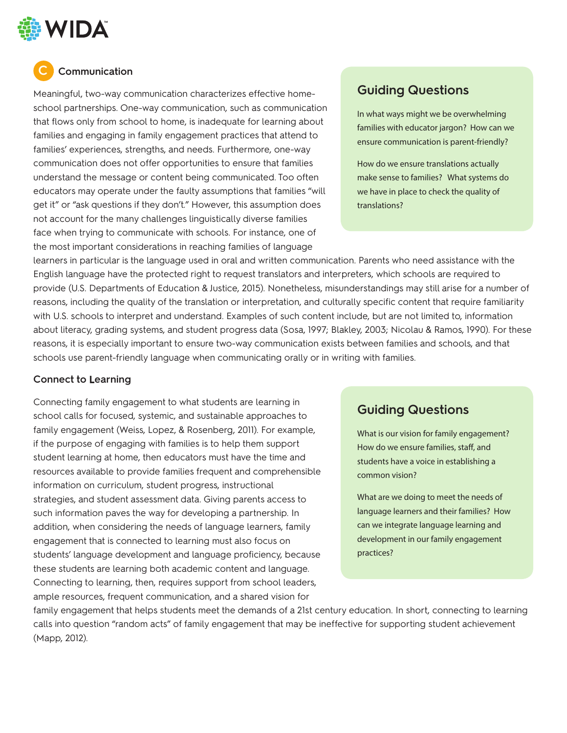## C Communication

Meaningful, two-way communication characterizes effective home-school partnerships. One-way communication, such as communication that flows only from school to home, is inadequate for learning about families and engaging in family engagement practices that attend to families' experiences, strengths, and needs. Furthermore, one-way communication does not offer opportunities to ensure that families understand the message or content being communicated. Too often educators may operate under the faulty assumptions that families "will get it" or "ask questions if they don't." However, this assumption does not account for the many challenges linguistically diverse families face when trying to communicate with schools. For instance, one of the most important considerations in reaching families of language learners in particular is the language used in oral and written communication. Parents who need assistance with the English language have the protected right to request translators and interpreters, which schools are required to provide (U.S. Departments of Education & Justice, 2015). Nonetheless, misunderstandings may still arise for a number of reasons, including the quality of the translation or interpretation, and culturally specific content that require familiarity with U.S. schools to interpret and understand. Examples of such content include, but are not limited to, information about literacy, grading systems, and student progress data (Sosa, 1997; Blakley, 2003; Nicolau & Ramos, 1990). For these reasons, it is especially important to ensure two-way communication exists between families and schools, and that schools use parent-friendly language when communicating orally or in writing with families.

### Guiding Questions

In what ways might we be overwhelming families with educator jargon? How can we ensure communication is parent-friendly?

How do we ensure translations actually make sense to families? What systems do we have in place to check the quality of translations?

### Connect to Learning

Connecting family engagement to what students are learning in school calls for focused, systemic, and sustainable approaches to family engagement (Weiss, Lopez, & Rosenberg, 2011). For example, if the purpose of engaging with families is to help them support student learning at home, then educators must have the time and resources available to provide families frequent and comprehensible information on curriculum, student progress, instructional strategies, and student assessment data. Giving parents access to such information paves the way for developing a partnership. In addition, when considering the needs of language learners, family engagement that is connected to learning must also focus on students' language development and language proficiency, because these students are learning both academic content and language. Connecting to learning, then, requires support from school leaders, ample resources, frequent communication, and a shared vision for family engagement that helps students meet the demands of a 21st century education. In short, connecting to learning calls into question "random acts" of family engagement that may be ineffective for supporting student achievement (Mapp, 2012).

### Guiding Questions

What is our vision for family engagement? How do we ensure families, staff, and students have a voice in establishing a common vision?

What are we doing to meet the needs of language learners and their families? How can we integrate language learning and development in our family engagement practices?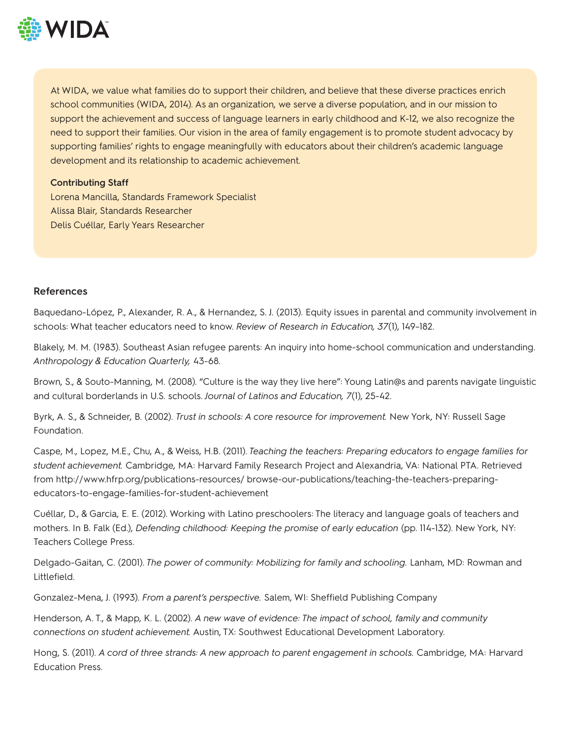At WIDA, we value what families do to support their children, and believe that these diverse practices enrich school communities (WIDA, 2014). As an organization, we serve a diverse population, and in our mission to support the achievement and success of language learners in early childhood and K-12, we also recognize the need to support their families. Our vision in the area of family engagement is to promote student advocacy by supporting families' rights to engage meaningfully with educators about their children's academic language development and its relationship to academic achievement.

**Contributing Staff**
Lorena Mancilla, Standards Framework Specialist
Alissa Blair, Standards Researcher
Delis Cuéllar, Early Years Researcher

## References

Baquedano-López, P., Alexander, R. A., & Hernandez, S. J. (2013). Equity issues in parental and community involvement in schools: What teacher educators need to know. *Review of Research in Education, 37*(1), 149–182.

Blakely, M. M. (1983). Southeast Asian refugee parents: An inquiry into home-school communication and understanding. *Anthropology & Education Quarterly,* 43-68.

Brown, S., & Souto-Manning, M. (2008). "Culture is the way they live here": Young Latin@s and parents navigate linguistic and cultural borderlands in U.S. schools. *Journal of Latinos and Education, 7*(1), 25-42.

Byrk, A. S., & Schneider, B. (2002). *Trust in schools: A core resource for improvement.* New York, NY: Russell Sage Foundation.

Caspe, M., Lopez, M.E., Chu, A., & Weiss, H.B. (2011). *Teaching the teachers: Preparing educators to engage families for student achievement.* Cambridge, MA: Harvard Family Research Project and Alexandria, VA: National PTA. Retrieved from http://www.hfrp.org/publications-resources/ browse-our-publications/teaching-the-teachers-preparing-educators-to-engage-families-for-student-achievement

Cuéllar, D., & Garcia, E. E. (2012). Working with Latino preschoolers: The literacy and language goals of teachers and mothers. In B. Falk (Ed.), *Defending childhood: Keeping the promise of early education* (pp. 114-132). New York, NY: Teachers College Press.

Delgado-Gaitan, C. (2001). *The power of community: Mobilizing for family and schooling.* Lanham, MD: Rowman and Littlefield.

Gonzalez-Mena, J. (1993). *From a parent's perspective.* Salem, WI: Sheffield Publishing Company

Henderson, A. T., & Mapp, K. L. (2002). *A new wave of evidence: The impact of school, family and community connections on student achievement.* Austin, TX: Southwest Educational Development Laboratory.

Hong, S. (2011). *A cord of three strands: A new approach to parent engagement in schools.* Cambridge, MA: Harvard Education Press.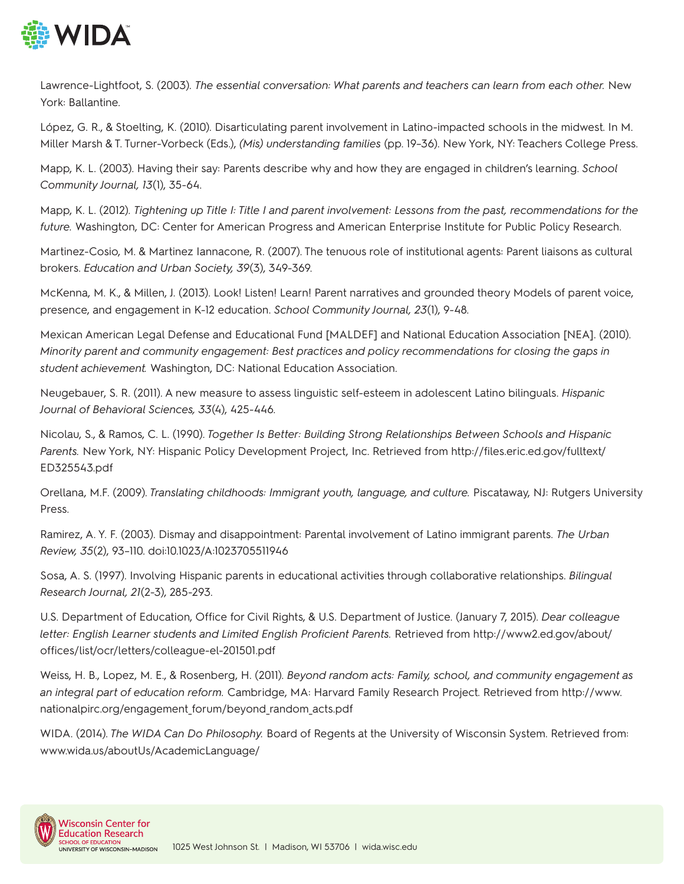Lawrence-Lightfoot, S. (2003). *The essential conversation: What parents and teachers can learn from each other.* New York: Ballantine.

López, G. R., & Stoelting, K. (2010). Disarticulating parent involvement in Latino-impacted schools in the midwest. In M. Miller Marsh & T. Turner-Vorbeck (Eds.), *(Mis) understanding families* (pp. 19–36). New York, NY: Teachers College Press.

Mapp, K. L. (2003). Having their say: Parents describe why and how they are engaged in children's learning. *School Community Journal, 13*(1), 35-64.

Mapp, K. L. (2012). *Tightening up Title I: Title I and parent involvement: Lessons from the past, recommendations for the future.* Washington, DC: Center for American Progress and American Enterprise Institute for Public Policy Research.

Martinez-Cosio, M. & Martinez Iannacone, R. (2007). The tenuous role of institutional agents: Parent liaisons as cultural brokers. *Education and Urban Society, 39*(3), 349-369.

McKenna, M. K., & Millen, J. (2013). Look! Listen! Learn! Parent narratives and grounded theory Models of parent voice, presence, and engagement in K-12 education. *School Community Journal, 23*(1), 9-48.

Mexican American Legal Defense and Educational Fund [MALDEF] and National Education Association [NEA]. (2010). *Minority parent and community engagement: Best practices and policy recommendations for closing the gaps in student achievement.* Washington, DC: National Education Association.

Neugebauer, S. R. (2011). A new measure to assess linguistic self-esteem in adolescent Latino bilinguals. *Hispanic Journal of Behavioral Sciences, 33*(4), 425-446.

Nicolau, S., & Ramos, C. L. (1990). *Together Is Better: Building Strong Relationships Between Schools and Hispanic Parents.* New York, NY: Hispanic Policy Development Project, Inc. Retrieved from http://files.eric.ed.gov/fulltext/ED325543.pdf

Orellana, M.F. (2009). *Translating childhoods: Immigrant youth, language, and culture.* Piscataway, NJ: Rutgers University Press.

Ramirez, A. Y. F. (2003). Dismay and disappointment: Parental involvement of Latino immigrant parents. *The Urban Review, 35*(2), 93–110. doi:10.1023/A:1023705511946

Sosa, A. S. (1997). Involving Hispanic parents in educational activities through collaborative relationships. *Bilingual Research Journal, 21*(2-3), 285-293.

U.S. Department of Education, Office for Civil Rights, & U.S. Department of Justice. (January 7, 2015). *Dear colleague letter: English Learner students and Limited English Proficient Parents.* Retrieved from http://www2.ed.gov/about/offices/list/ocr/letters/colleague-el-201501.pdf

Weiss, H. B., Lopez, M. E., & Rosenberg, H. (2011). *Beyond random acts: Family, school, and community engagement as an integral part of education reform.* Cambridge, MA: Harvard Family Research Project. Retrieved from http://www.nationalpirc.org/engagement_forum/beyond_random_acts.pdf

WIDA. (2014). *The WIDA Can Do Philosophy.* Board of Regents at the University of Wisconsin System. Retrieved from: www.wida.us/aboutUs/AcademicLanguage/